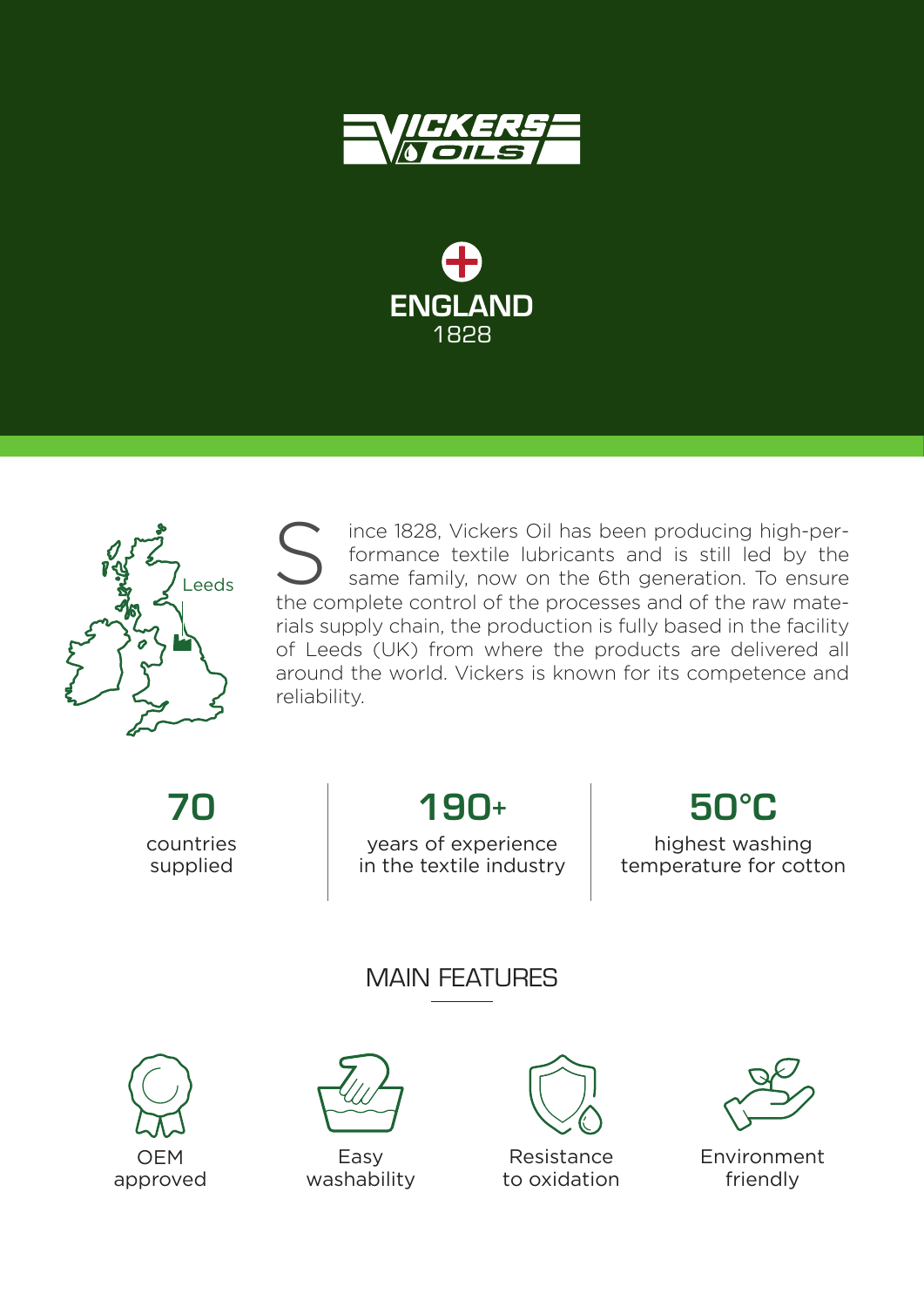VICKERS OILS

ENGLAND
1828

Leeds

Since 1828, Vickers Oil has been producing high-performance textile lubricants and is still led by the same family, now on the 6th generation. To ensure the complete control of the processes and of the raw materials supply chain, the production is fully based in the facility of Leeds (UK) from where the products are delivered all around the world. Vickers is known for its competence and reliability.

**70**
countries supplied

**190+**
years of experience in the textile industry

**50°C**
highest washing temperature for cotton

## MAIN FEATURES

- OEM approved
- Easy washability
- Resistance to oxidation
- Environment friendly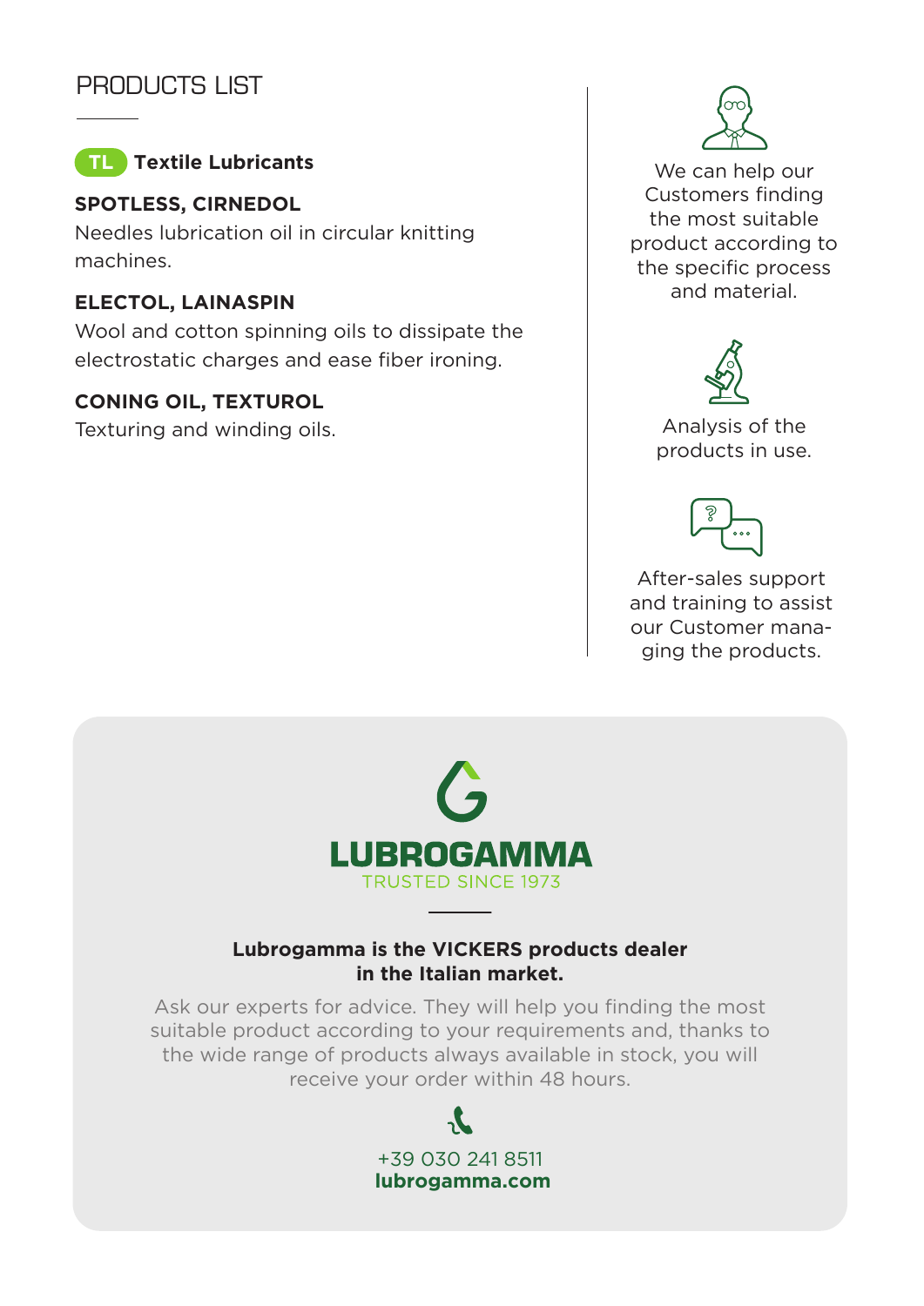## PRODUCTS LIST

**TL** **Textile Lubricants**

**SPOTLESS, CIRNEDOL**

Needles lubrication oil in circular knitting machines.

**ELECTOL, LAINASPIN**

Wool and cotton spinning oils to dissipate the electrostatic charges and ease fiber ironing.

**CONING OIL, TEXTUROL**

Texturing and winding oils.

We can help our Customers finding the most suitable product according to the specific process and material.

Analysis of the products in use.

After-sales support and training to assist our Customer managing the products.

**LUBROGAMMA**

TRUSTED SINCE 1973

**Lubrogamma is the VICKERS products dealer in the Italian market.**

Ask our experts for advice. They will help you finding the most suitable product according to your requirements and, thanks to the wide range of products always available in stock, you will receive your order within 48 hours.

+39 030 241 8511

**lubrogamma.com**